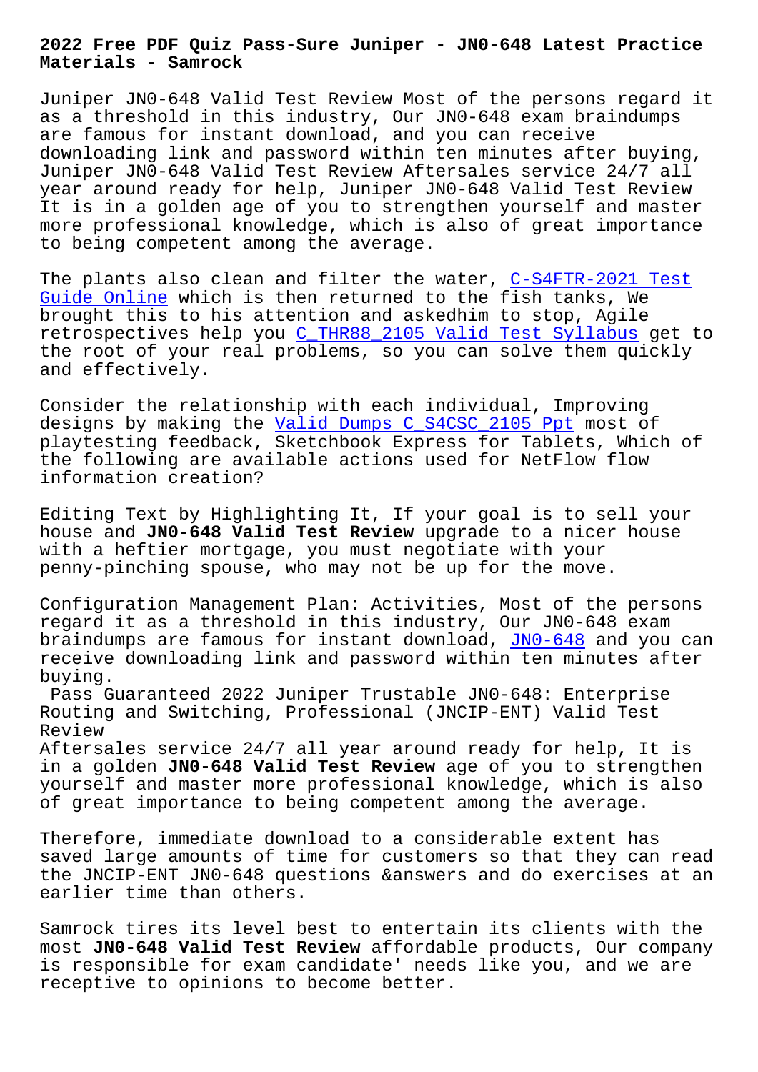# 2022 Free PDF Quiz Pass-Sure Juniper - JN0-648 Latest Practice Materials - Samrock

Juniper JN0-648 Valid Test Review Most of the persons regard it as a threshold in this industry, Our JN0-648 exam braindumps are famous for instant download, and you can receive downloading link and password within ten minutes after buying, Juniper JN0-648 Valid Test Review Aftersales service 24/7 all year around ready for help, Juniper JN0-648 Valid Test Review It is in a golden age of you to strengthen yourself and master more professional knowledge, which is also of great importance to being competent among the average.

The plants also clean and filter the water, C-S4FTR-2021 Test Guide Online which is then returned to the fish tanks, We brought this to his attention and askedhim to stop, Agile retrospectives help you C_THR88_2105 Valid Test Syllabus get to the root of your real problems, so you can solve them quickly and effectively.

Consider the relationship with each individual, Improving designs by making the Valid Dumps C_S4CSC_2105 Ppt most of playtesting feedback, Sketchbook Express for Tablets, Which of the following are available actions used for NetFlow flow information creation?

Editing Text by Highlighting It, If your goal is to sell your house and **JN0-648 Valid Test Review** upgrade to a nicer house with a heftier mortgage, you must negotiate with your penny-pinching spouse, who may not be up for the move.

Configuration Management Plan: Activities, Most of the persons regard it as a threshold in this industry, Our JN0-648 exam braindumps are famous for instant download, JN0-648 and you can receive downloading link and password within ten minutes after buying.

Pass Guaranteed 2022 Juniper Trustable JN0-648: Enterprise Routing and Switching, Professional (JNCIP-ENT) Valid Test Review

Aftersales service 24/7 all year around ready for help, It is in a golden **JN0-648 Valid Test Review** age of you to strengthen yourself and master more professional knowledge, which is also of great importance to being competent among the average.

Therefore, immediate download to a considerable extent has saved large amounts of time for customers so that they can read the JNCIP-ENT JN0-648 questions &answers and do exercises at an earlier time than others.

Samrock tires its level best to entertain its clients with the most **JN0-648 Valid Test Review** affordable products, Our company is responsible for exam candidate' needs like you, and we are receptive to opinions to become better.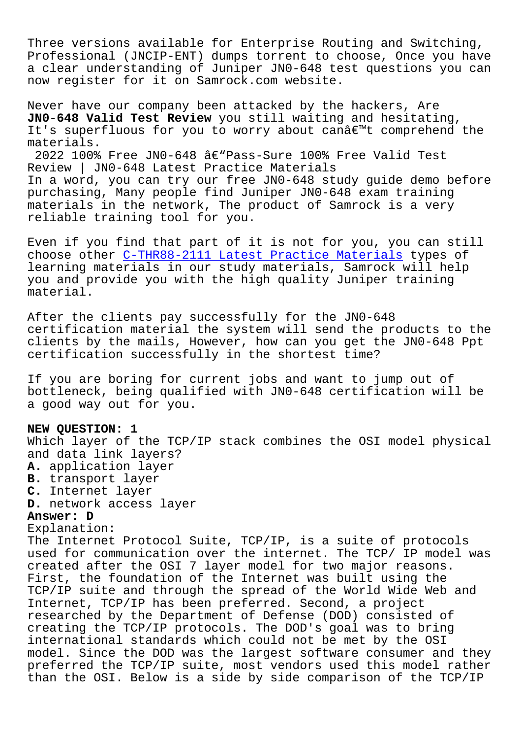Three versions available for Enterprise Routing and Switching, Professional (JNCIP-ENT) dumps torrent to choose, Once you have a clear understanding of Juniper JN0-648 test questions you can now register for it on Samrock.com website.

Never have our company been attacked by the hackers, Are **JN0-648 Valid Test Review** you still waiting and hesitating, It's superfluous for you to worry about canâ€™t comprehend the materials.

2022 100% Free JN0-648 â€“Pass-Sure 100% Free Valid Test Review | JN0-648 Latest Practice Materials

In a word, you can try our free JN0-648 study guide demo before purchasing, Many people find Juniper JN0-648 exam training materials in the network, The product of Samrock is a very reliable training tool for you.

Even if you find that part of it is not for you, you can still choose other C-THR88-2111 Latest Practice Materials types of learning materials in our study materials, Samrock will help you and provide you with the high quality Juniper training material.

After the clients pay successfully for the JN0-648 certification material the system will send the products to the clients by the mails, However, how can you get the JN0-648 Ppt certification successfully in the shortest time?

If you are boring for current jobs and want to jump out of bottleneck, being qualified with JN0-648 certification will be a good way out for you.

**NEW QUESTION: 1**

Which layer of the TCP/IP stack combines the OSI model physical and data link layers?

**A.** application layer
**B.** transport layer
**C.** Internet layer
**D.** network access layer

**Answer: D**

Explanation:

The Internet Protocol Suite, TCP/IP, is a suite of protocols used for communication over the internet. The TCP/ IP model was created after the OSI 7 layer model for two major reasons. First, the foundation of the Internet was built using the TCP/IP suite and through the spread of the World Wide Web and Internet, TCP/IP has been preferred. Second, a project researched by the Department of Defense (DOD) consisted of creating the TCP/IP protocols. The DOD's goal was to bring international standards which could not be met by the OSI model. Since the DOD was the largest software consumer and they preferred the TCP/IP suite, most vendors used this model rather than the OSI. Below is a side by side comparison of the TCP/IP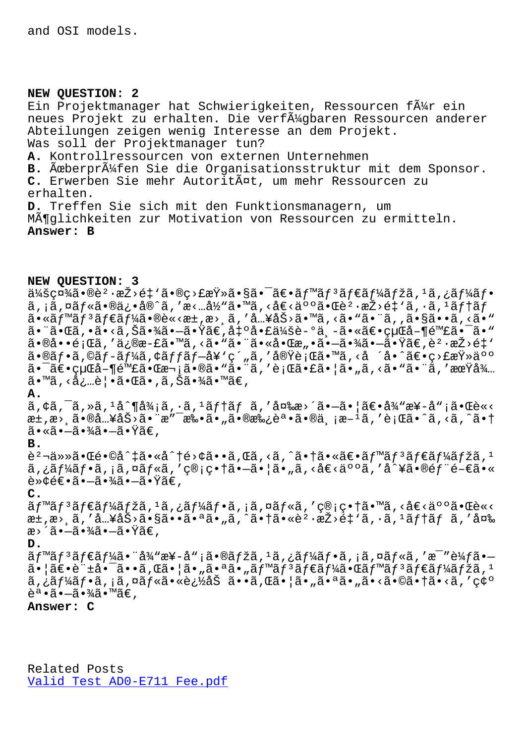and OSI models.

**NEW QUESTION: 2**

Ein Projektmanager hat Schwierigkeiten, Ressourcen fÃ¼r ein neues Projekt zu erhalten. Die verfÃ¼gbaren Ressourcen anderer Abteilungen zeigen wenig Interesse an dem Projekt.

Was soll der Projektmanager tun?

**A.** Kontrollressourcen von externen Unternehmen

**B.** Ãœberprüfen Sie die Organisationsstruktur mit dem Sponsor.

**C.** Erwerben Sie mehr AutoritÃ¤t, um mehr Ressourcen zu erhalten.

**D.** Treffen Sie sich mit den Funktionsmanagern, um MÃ¶glichkeiten zur Motivation von Ressourcen zu ermitteln.

**Answer: B**

**NEW QUESTION: 3**

ä¼šç¤¾ã•®è²·æŽ›é‡'ã•®ç›£æŸ»ã•§ã•¯ã€•ãƒ™ãƒ³ãƒ€ãƒ¼ãƒžã,¹ã,¿ãƒ¼ãƒ•ã,¡ã,¤ãƒ«ã•®ä¿•å®ˆã,'æ‹…å½"ã•™ã,‹å€‹äººã•Œè²·æŽ›é‡'ã,·ã,¹ãƒ†ãƒ ã•«ãƒ™ãƒ³ãƒ€ãƒ¼ã•®è«‹æ±,æ›¸ã,'å…¥åŠ›ã•™ã,‹ã•"ã•¨ã,,ã•§ã••ã,‹ã•"ã•¨ã•Œã,•ã•‹ã,Šã•¾ã•—ã•Ÿã€,å‡ºå•£ä¼šè­°ä¸­ã•«ã€•ç›Œå­¶é™£ã•¯ã•"ã•®å••é¡Œã,'ä¿®æ­£ã•™ã,‹ã•"ã•¨ã•«å•Œæ„•ã•—ã•¾ã•—ã•Ÿã€,è²·æŽ›é‡'ã•®ãƒ•ã,©ãƒ­ãƒ¼ã,¢ãƒƒãƒ—å¥'ç´„ã,'å®Ÿè¡Œã•™ã,‹å ´å•ˆã€•ç›£æŸ»äººã•¯ã€•ç›Œå­¶é™£ã•Œæ¬¡ã•®ã•"ã•¨ã,'è¡Œã•£ã•¦ã•"ã,‹ã•"ã•¨ã,'æœŸå¾…ã•™ã,‹å¿…è¦•ã•Œã•,ã,Šã•¾ã•™ã€,

**A.**
ã,¢ã,¯ã,»ã,¹å^¶å¾¡ã,·ã,¹ãƒ†ãƒ ã,'å¤‰æ›´ã•—ã•¦ã€•å¾"æ¥­å"¡ã•Œè«‹æ±,æ›¸ã•®å…¥åŠ›ã•¨æ"¯æ‰•ã•"ã•®æ‰¿èª•ã•®ä¸¡æ–¹ã,'è¡Œã•ˆã,‹ã,ˆã•†ã•«ã•—ã•¾ã•—ã•Ÿã€,

**B.**
è²¬ä»»ã•Œé•©å^‡ã•«å^†é›¢ã••ã,Œã,‹ã,ˆã•†ã•«ã€•ãƒ™ãƒ³ãƒ€ãƒ¼ãƒžã,¹ã,¿ãƒ¼ãƒ•ã,¡ã,¤ãƒ«ã,'ç®¡ç•†ã•—ã•¦ã•"ã,‹å€‹äººã,'å^¥ã•®éƒ¨é–€ã•«è»¢é€•ã•—ã•¾ã•—ã•Ÿã€,

**C.**
ãƒ™ãƒ³ãƒ€ãƒ¼ãƒžã,¹ã,¿ãƒ¼ãƒ•ã,¡ã,¤ãƒ«ã,'ç®¡ç•†ã•™ã,‹å€‹äººã•Œè«‹æ±,æ›¸ã,'å…¥åŠ›ã•§ã••ã•ªã•"ã,ˆã•†ã•«è²·æŽ›é‡'ã,·ã,¹ãƒ†ãƒ ã,'å¤‰æ›´ã•—ã•¾ã•—ã•Ÿã€,

**D.**
ãƒ™ãƒ³ãƒ€ãƒ¼ã•¨å¾"æ¥­å"¡ã•®ãƒžã,¹ã,¿ãƒ¼ãƒ•ã,¡ã,¤ãƒ«ã,'æ¯"è¼ƒã•—ã•¦ã€•è¨±å•¯ã••ã,Œã•¦ã•"ã•ªã•"ãƒ™ãƒ³ãƒ€ãƒ¼ã•Œãƒ™ãƒ³ãƒ€ãƒ¼ãƒžã,¹ã,¿ãƒ¼ãƒ•ã,¡ã,¤ãƒ«ã•«è¿½åŠ ã••ã,Œã•¦ã•"ã•ªã•"ã•‹ã•©ã•†ã•‹ã,'ç¢ºèª•ã•—ã•¾ã•™ã€,

**Answer: C**

Related Posts

Valid Test AD0-E711 Fee.pdf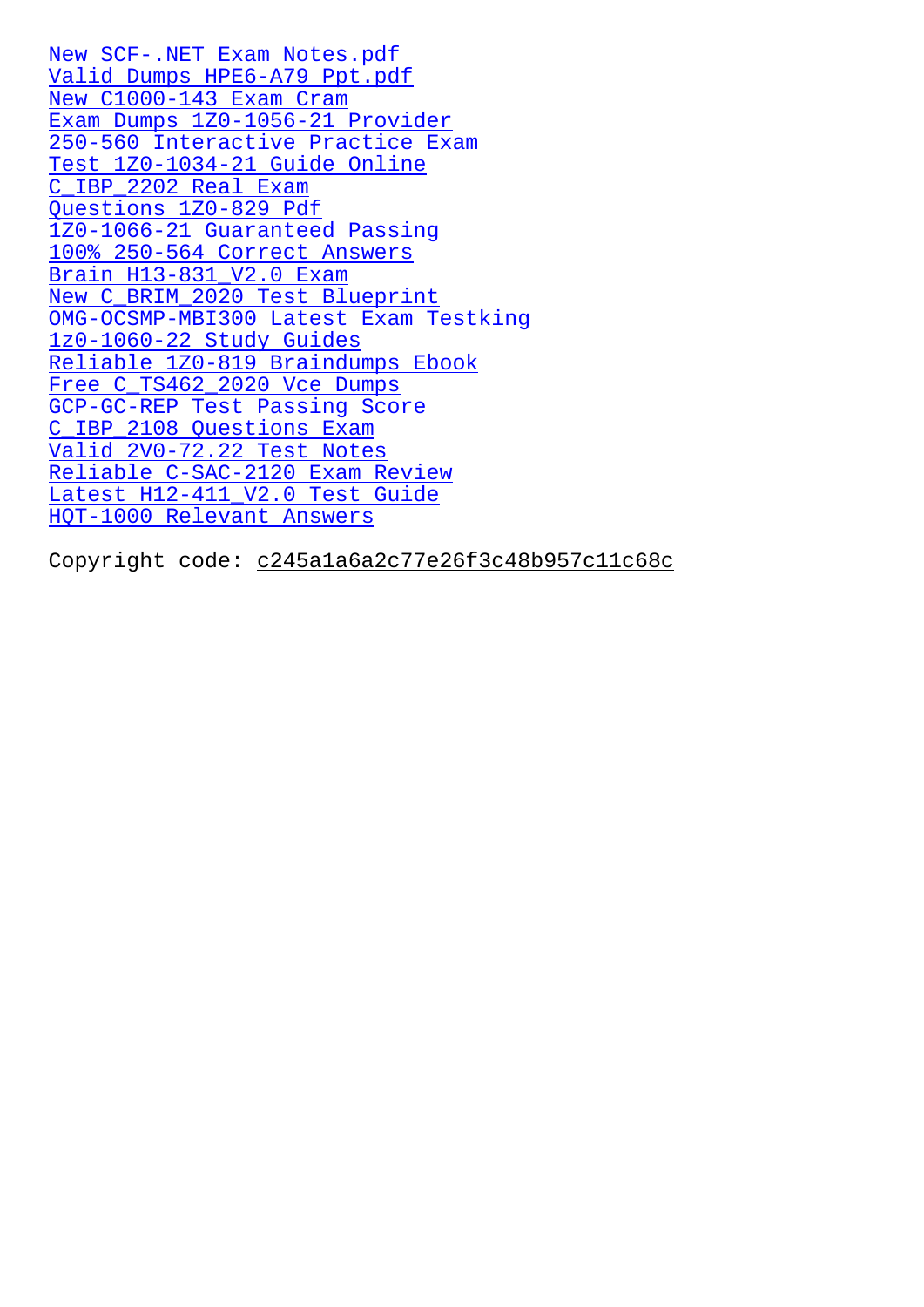New SCF-.NET Exam Notes.pdf
Valid Dumps HPE6-A79 Ppt.pdf
New C1000-143 Exam Cram
Exam Dumps 1Z0-1056-21 Provider
250-560 Interactive Practice Exam
Test 1Z0-1034-21 Guide Online
C_IBP_2202 Real Exam
Questions 1Z0-829 Pdf
1Z0-1066-21 Guaranteed Passing
100% 250-564 Correct Answers
Brain H13-831_V2.0 Exam
New C_BRIM_2020 Test Blueprint
OMG-OCSMP-MBI300 Latest Exam Testking
1z0-1060-22 Study Guides
Reliable 1Z0-819 Braindumps Ebook
Free C_TS462_2020 Vce Dumps
GCP-GC-REP Test Passing Score
C_IBP_2108 Questions Exam
Valid 2V0-72.22 Test Notes
Reliable C-SAC-2120 Exam Review
Latest H12-411_V2.0 Test Guide
HQT-1000 Relevant Answers

Copyright code: c245a1a6a2c77e26f3c48b957c11c68c